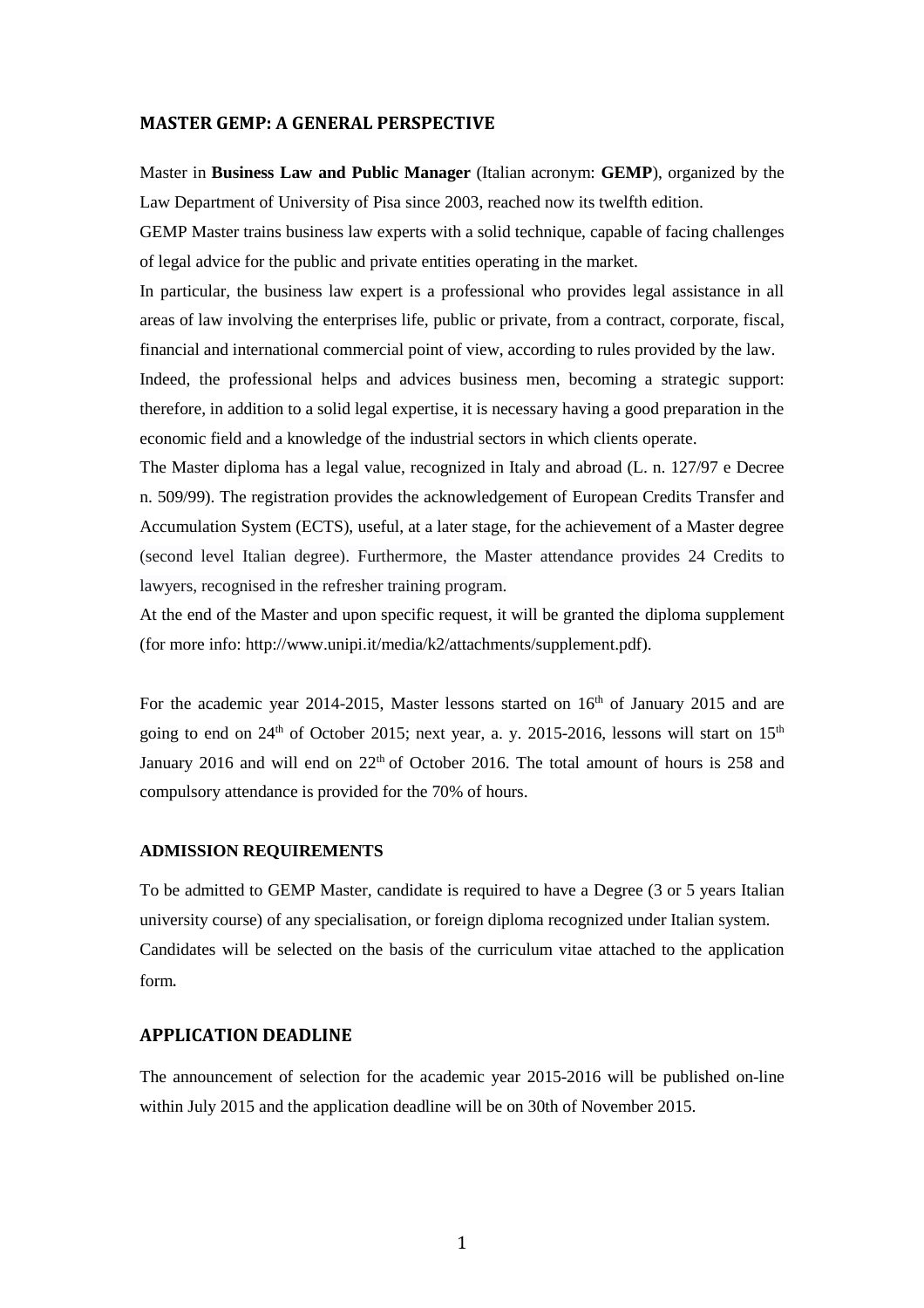## MASTER GEMP: A GENERAL PERSPECTIVE

Master in **Business Law and Public Manager** (Italian acronym: **GEMP**), organized by the Law Department of University of Pisa since 2003, reached now its twelfth edition.

GEMP Master trains business law experts with a solid technique, capable of facing challenges of legal advice for the public and private entities operating in the market.

In particular, the business law expert is a professional who provides legal assistance in all areas of law involving the enterprises life, public or private, from a contract, corporate, fiscal, financial and international commercial point of view, according to rules provided by the law.

Indeed, the professional helps and advices business men, becoming a strategic support: therefore, in addition to a solid legal expertise, it is necessary having a good preparation in the economic field and a knowledge of the industrial sectors in which clients operate.

The Master diploma has a legal value, recognized in Italy and abroad (L. n. 127/97 e Decree n. 509/99). The registration provides the acknowledgement of European Credits Transfer and Accumulation System (ECTS), useful, at a later stage, for the achievement of a Master degree (second level Italian degree). Furthermore, the Master attendance provides 24 Credits to lawyers, recognised in the refresher training program.

At the end of the Master and upon specific request, it will be granted the diploma supplement (for more info: http://www.unipi.it/media/k2/attachments/supplement.pdf).

For the academic year 2014-2015, Master lessons started on 16th of January 2015 and are going to end on 24th of October 2015; next year, a. y. 2015-2016, lessons will start on 15th January 2016 and will end on 22th of October 2016. The total amount of hours is 258 and compulsory attendance is provided for the 70% of hours.

### ADMISSION REQUIREMENTS

To be admitted to GEMP Master, candidate is required to have a Degree (3 or 5 years Italian university course) of any specialisation, or foreign diploma recognized under Italian system.

Candidates will be selected on the basis of the curriculum vitae attached to the application form.

## APPLICATION DEADLINE

The announcement of selection for the academic year 2015-2016 will be published on-line within July 2015 and the application deadline will be on 30th of November 2015.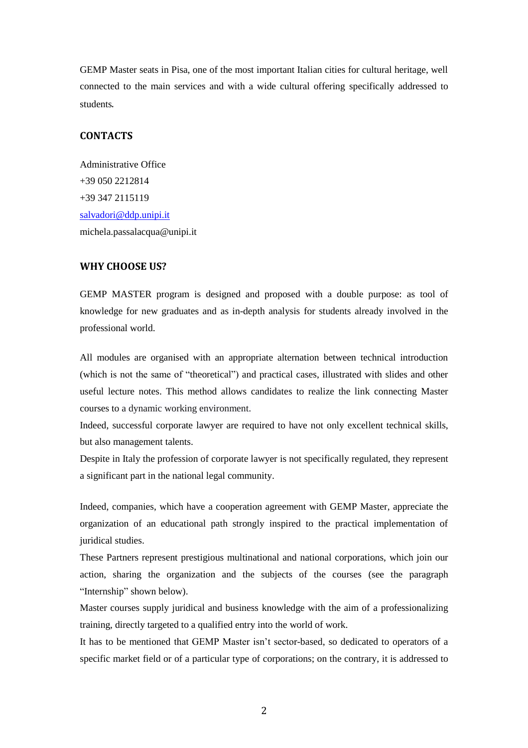GEMP Master seats in Pisa, one of the most important Italian cities for cultural heritage, well connected to the main services and with a wide cultural offering specifically addressed to students.

## CONTACTS

Administrative Office
+39 050 2212814
+39 347 2115119
salvadori@ddp.unipi.it
michela.passalacqua@unipi.it

## WHY CHOOSE US?

GEMP MASTER program is designed and proposed with a double purpose: as tool of knowledge for new graduates and as in-depth analysis for students already involved in the professional world.

All modules are organised with an appropriate alternation between technical introduction (which is not the same of "theoretical") and practical cases, illustrated with slides and other useful lecture notes. This method allows candidates to realize the link connecting Master courses to a dynamic working environment.
Indeed, successful corporate lawyer are required to have not only excellent technical skills, but also management talents.
Despite in Italy the profession of corporate lawyer is not specifically regulated, they represent a significant part in the national legal community.

Indeed, companies, which have a cooperation agreement with GEMP Master, appreciate the organization of an educational path strongly inspired to the practical implementation of juridical studies.
These Partners represent prestigious multinational and national corporations, which join our action, sharing the organization and the subjects of the courses (see the paragraph "Internship" shown below).
Master courses supply juridical and business knowledge with the aim of a professionalizing training, directly targeted to a qualified entry into the world of work.
It has to be mentioned that GEMP Master isn't sector-based, so dedicated to operators of a specific market field or of a particular type of corporations; on the contrary, it is addressed to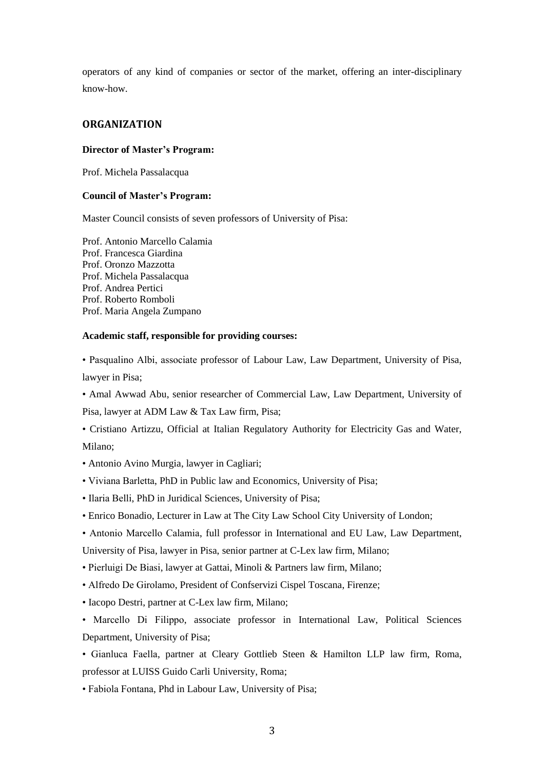operators of any kind of companies or sector of the market, offering an inter-disciplinary know-how.

## ORGANIZATION

**Director of Master's Program:**

Prof. Michela Passalacqua

**Council of Master's Program:**

Master Council consists of seven professors of University of Pisa:

Prof. Antonio Marcello Calamia
Prof. Francesca Giardina
Prof. Oronzo Mazzotta
Prof. Michela Passalacqua
Prof. Andrea Pertici
Prof. Roberto Romboli
Prof. Maria Angela Zumpano

**Academic staff, responsible for providing courses:**

- Pasqualino Albi, associate professor of Labour Law, Law Department, University of Pisa, lawyer in Pisa;
- Amal Awwad Abu, senior researcher of Commercial Law, Law Department, University of Pisa, lawyer at ADM Law & Tax Law firm, Pisa;
- Cristiano Artizzu, Official at Italian Regulatory Authority for Electricity Gas and Water, Milano;
- Antonio Avino Murgia, lawyer in Cagliari;
- Viviana Barletta, PhD in Public law and Economics, University of Pisa;
- Ilaria Belli, PhD in Juridical Sciences, University of Pisa;
- Enrico Bonadio, Lecturer in Law at The City Law School City University of London;
- Antonio Marcello Calamia, full professor in International and EU Law, Law Department, University of Pisa, lawyer in Pisa, senior partner at C-Lex law firm, Milano;
- Pierluigi De Biasi, lawyer at Gattai, Minoli & Partners law firm, Milano;
- Alfredo De Girolamo, President of Confservizi Cispel Toscana, Firenze;
- Iacopo Destri, partner at C-Lex law firm, Milano;
- Marcello Di Filippo, associate professor in International Law, Political Sciences Department, University of Pisa;
- Gianluca Faella, partner at Cleary Gottlieb Steen & Hamilton LLP law firm, Roma, professor at LUISS Guido Carli University, Roma;
- Fabiola Fontana, Phd in Labour Law, University of Pisa;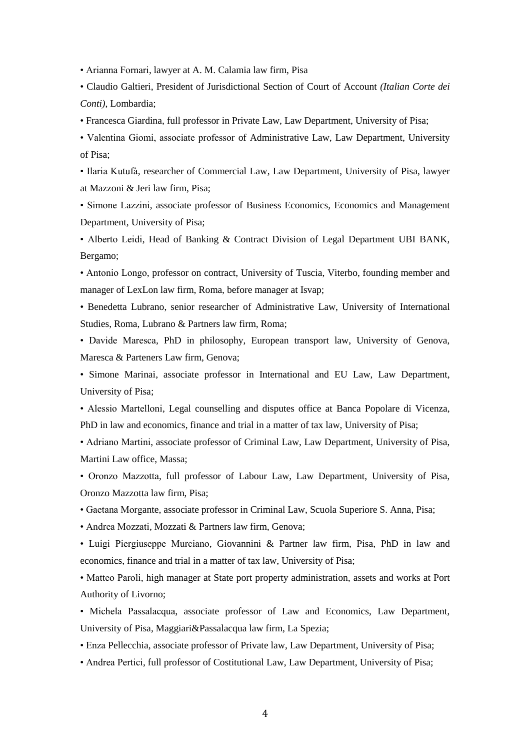- Arianna Fornari, lawyer at A. M. Calamia law firm, Pisa
- Claudio Galtieri, President of Jurisdictional Section of Court of Account *(Italian Corte dei Conti)*, Lombardia;
- Francesca Giardina, full professor in Private Law, Law Department, University of Pisa;
- Valentina Giomi, associate professor of Administrative Law, Law Department, University of Pisa;
- Ilaria Kutufà, researcher of Commercial Law, Law Department, University of Pisa, lawyer at Mazzoni & Jeri law firm, Pisa;
- Simone Lazzini, associate professor of Business Economics, Economics and Management Department, University of Pisa;
- Alberto Leidi, Head of Banking & Contract Division of Legal Department UBI BANK, Bergamo;
- Antonio Longo, professor on contract, University of Tuscia, Viterbo, founding member and manager of LexLon law firm, Roma, before manager at Isvap;
- Benedetta Lubrano, senior researcher of Administrative Law, University of International Studies, Roma, Lubrano & Partners law firm, Roma;
- Davide Maresca, PhD in philosophy, European transport law, University of Genova, Maresca & Parteners Law firm, Genova;
- Simone Marinai, associate professor in International and EU Law, Law Department, University of Pisa;
- Alessio Martelloni, Legal counselling and disputes office at Banca Popolare di Vicenza, PhD in law and economics, finance and trial in a matter of tax law, University of Pisa;
- Adriano Martini, associate professor of Criminal Law, Law Department, University of Pisa, Martini Law office, Massa;
- Oronzo Mazzotta, full professor of Labour Law, Law Department, University of Pisa, Oronzo Mazzotta law firm, Pisa;
- Gaetana Morgante, associate professor in Criminal Law, Scuola Superiore S. Anna, Pisa;
- Andrea Mozzati, Mozzati & Partners law firm, Genova;
- Luigi Piergiuseppe Murciano, Giovannini & Partner law firm, Pisa, PhD in law and economics, finance and trial in a matter of tax law, University of Pisa;
- Matteo Paroli, high manager at State port property administration, assets and works at Port Authority of Livorno;
- Michela Passalacqua, associate professor of Law and Economics, Law Department, University of Pisa, Maggiari&Passalacqua law firm, La Spezia;
- Enza Pellecchia, associate professor of Private law, Law Department, University of Pisa;
- Andrea Pertici, full professor of Costitutional Law, Law Department, University of Pisa;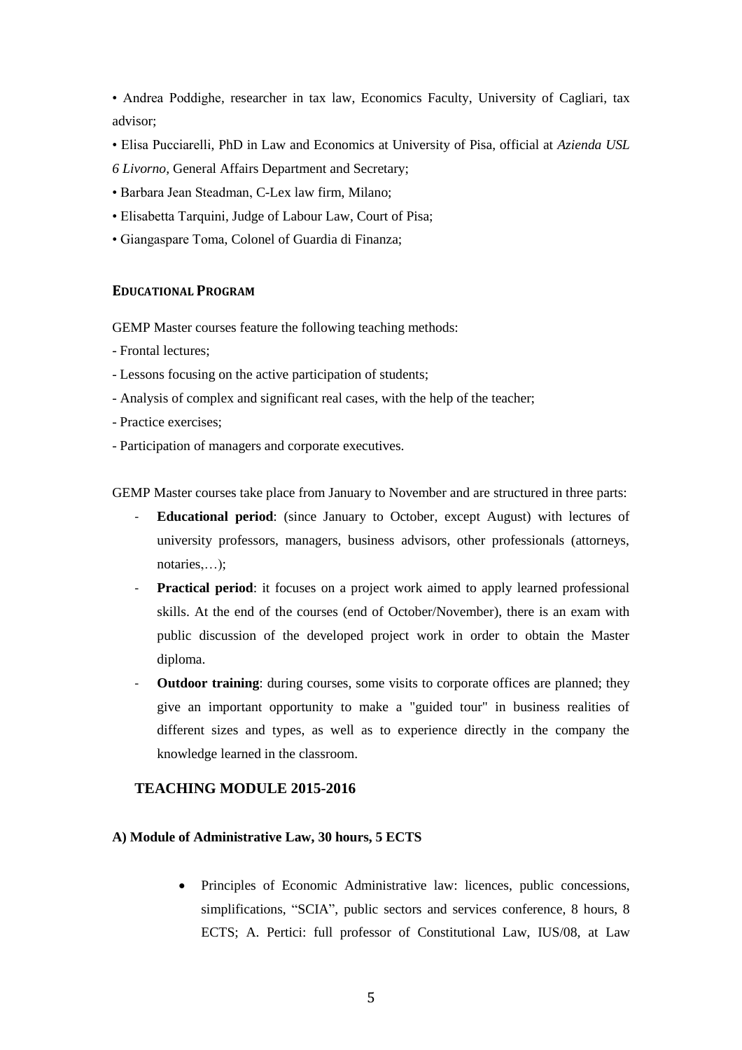• Andrea Poddighe, researcher in tax law, Economics Faculty, University of Cagliari, tax advisor;

• Elisa Pucciarelli, PhD in Law and Economics at University of Pisa, official at *Azienda USL 6 Livorno,* General Affairs Department and Secretary;

• Barbara Jean Steadman, C-Lex law firm, Milano;

• Elisabetta Tarquini, Judge of Labour Law, Court of Pisa;

• Giangaspare Toma, Colonel of Guardia di Finanza;

#### **EDUCATIONAL PROGRAM**

GEMP Master courses feature the following teaching methods:

- Frontal lectures;
- Lessons focusing on the active participation of students;
- Analysis of complex and significant real cases, with the help of the teacher;
- Practice exercises;
- Participation of managers and corporate executives.

GEMP Master courses take place from January to November and are structured in three parts:

- **Educational period**: (since January to October, except August) with lectures of university professors, managers, business advisors, other professionals (attorneys, notaries,…);
- **Practical period**: it focuses on a project work aimed to apply learned professional skills. At the end of the courses (end of October/November), there is an exam with public discussion of the developed project work in order to obtain the Master diploma.
- **Outdoor training**: during courses, some visits to corporate offices are planned; they give an important opportunity to make a "guided tour" in business realities of different sizes and types, as well as to experience directly in the company the knowledge learned in the classroom.

## **TEACHING MODULE 2015-2016**

**A) Module of Administrative Law, 30 hours, 5 ECTS**

- Principles of Economic Administrative law: licences, public concessions, simplifications, "SCIA", public sectors and services conference, 8 hours, 8 ECTS; A. Pertici: full professor of Constitutional Law, IUS/08, at Law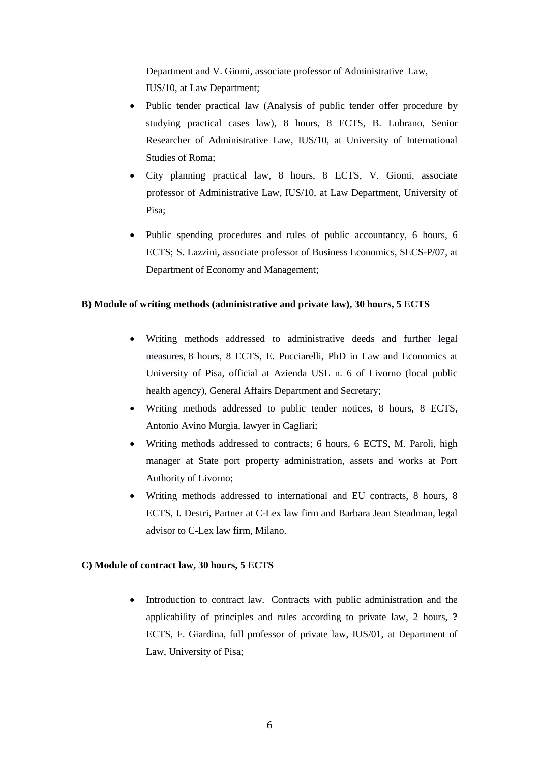Department and V. Giomi, associate professor of Administrative Law, IUS/10, at Law Department;

- Public tender practical law (Analysis of public tender offer procedure by studying practical cases law), 8 hours, 8 ECTS, B. Lubrano, Senior Researcher of Administrative Law, IUS/10, at University of International Studies of Roma;
- City planning practical law, 8 hours, 8 ECTS, V. Giomi, associate professor of Administrative Law, IUS/10, at Law Department, University of Pisa;
- Public spending procedures and rules of public accountancy, 6 hours, 6 ECTS; S. Lazzini**,** associate professor of Business Economics, SECS-P/07, at Department of Economy and Management;

**B) Module of writing methods (administrative and private law), 30 hours, 5 ECTS**

- Writing methods addressed to administrative deeds and further legal measures, 8 hours, 8 ECTS, E. Pucciarelli, PhD in Law and Economics at University of Pisa, official at Azienda USL n. 6 of Livorno (local public health agency), General Affairs Department and Secretary;
- Writing methods addressed to public tender notices, 8 hours, 8 ECTS, Antonio Avino Murgia, lawyer in Cagliari;
- Writing methods addressed to contracts; 6 hours, 6 ECTS, M. Paroli, high manager at State port property administration, assets and works at Port Authority of Livorno;
- Writing methods addressed to international and EU contracts, 8 hours, 8 ECTS, I. Destri, Partner at C-Lex law firm and Barbara Jean Steadman, legal advisor to C-Lex law firm, Milano.

**C) Module of contract law, 30 hours, 5 ECTS**

- Introduction to contract law. Contracts with public administration and the applicability of principles and rules according to private law, 2 hours, **?** ECTS, F. Giardina, full professor of private law, IUS/01, at Department of Law, University of Pisa;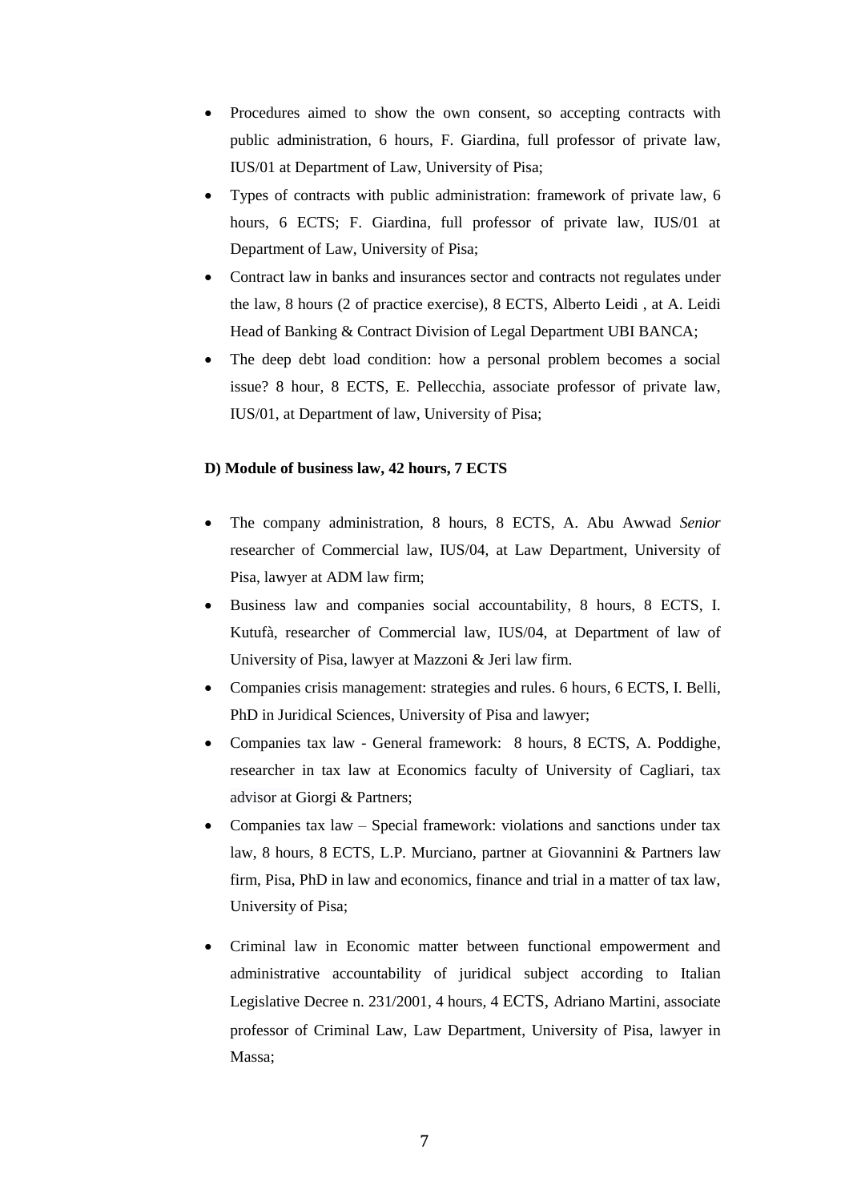- Procedures aimed to show the own consent, so accepting contracts with public administration, 6 hours, F. Giardina, full professor of private law, IUS/01 at Department of Law, University of Pisa;
- Types of contracts with public administration: framework of private law, 6 hours, 6 ECTS; F. Giardina, full professor of private law, IUS/01 at Department of Law, University of Pisa;
- Contract law in banks and insurances sector and contracts not regulates under the law, 8 hours (2 of practice exercise), 8 ECTS, Alberto Leidi , at A. Leidi Head of Banking & Contract Division of Legal Department UBI BANCA;
- The deep debt load condition: how a personal problem becomes a social issue? 8 hour, 8 ECTS, E. Pellecchia, associate professor of private law, IUS/01, at Department of law, University of Pisa;

**D) Module of business law, 42 hours, 7 ECTS**

- The company administration, 8 hours, 8 ECTS, A. Abu Awwad *Senior* researcher of Commercial law, IUS/04, at Law Department, University of Pisa, lawyer at ADM law firm;
- Business law and companies social accountability, 8 hours, 8 ECTS, I. Kutufà, researcher of Commercial law, IUS/04, at Department of law of University of Pisa, lawyer at Mazzoni & Jeri law firm.
- Companies crisis management: strategies and rules. 6 hours, 6 ECTS, I. Belli, PhD in Juridical Sciences, University of Pisa and lawyer;
- Companies tax law - General framework: 8 hours, 8 ECTS, A. Poddighe, researcher in tax law at Economics faculty of University of Cagliari, tax advisor at Giorgi & Partners;
- Companies tax law – Special framework: violations and sanctions under tax law, 8 hours, 8 ECTS, L.P. Murciano, partner at Giovannini & Partners law firm, Pisa, PhD in law and economics, finance and trial in a matter of tax law, University of Pisa;
- Criminal law in Economic matter between functional empowerment and administrative accountability of juridical subject according to Italian Legislative Decree n. 231/2001, 4 hours, 4 ECTS, Adriano Martini, associate professor of Criminal Law, Law Department, University of Pisa, lawyer in Massa;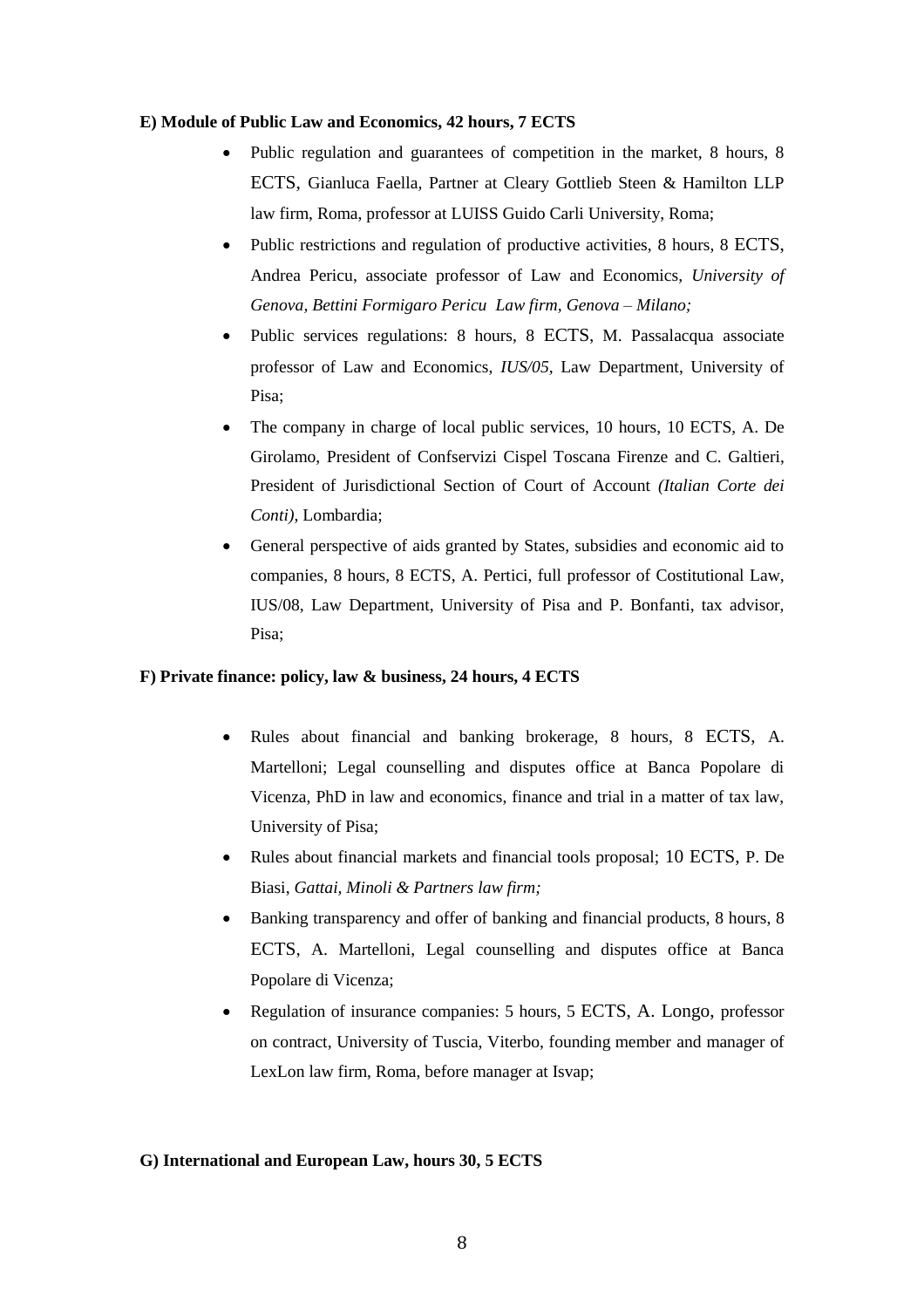**E) Module of Public Law and Economics, 42 hours, 7 ECTS**

- Public regulation and guarantees of competition in the market, 8 hours, 8 ECTS, Gianluca Faella, Partner at Cleary Gottlieb Steen & Hamilton LLP law firm, Roma, professor at LUISS Guido Carli University, Roma;
- Public restrictions and regulation of productive activities, 8 hours, 8 ECTS, Andrea Pericu, associate professor of Law and Economics, *University of Genova, Bettini Formigaro Pericu Law firm, Genova – Milano;*
- Public services regulations: 8 hours, 8 ECTS, M. Passalacqua associate professor of Law and Economics, *IUS/05*, Law Department, University of Pisa;
- The company in charge of local public services, 10 hours, 10 ECTS, A. De Girolamo, President of Confservizi Cispel Toscana Firenze and C. Galtieri, President of Jurisdictional Section of Court of Account *(Italian Corte dei Conti)*, Lombardia;
- General perspective of aids granted by States, subsidies and economic aid to companies, 8 hours, 8 ECTS, A. Pertici, full professor of Costitutional Law, IUS/08, Law Department, University of Pisa and P. Bonfanti, tax advisor, Pisa;

**F) Private finance: policy, law & business, 24 hours, 4 ECTS**

- Rules about financial and banking brokerage, 8 hours, 8 ECTS, A. Martelloni; Legal counselling and disputes office at Banca Popolare di Vicenza, PhD in law and economics, finance and trial in a matter of tax law, University of Pisa;
- Rules about financial markets and financial tools proposal; 10 ECTS, P. De Biasi, *Gattai, Minoli & Partners law firm;*
- Banking transparency and offer of banking and financial products, 8 hours, 8 ECTS, A. Martelloni, Legal counselling and disputes office at Banca Popolare di Vicenza;
- Regulation of insurance companies: 5 hours, 5 ECTS, A. Longo, professor on contract, University of Tuscia, Viterbo, founding member and manager of LexLon law firm, Roma, before manager at Isvap;

**G) International and European Law, hours 30, 5 ECTS**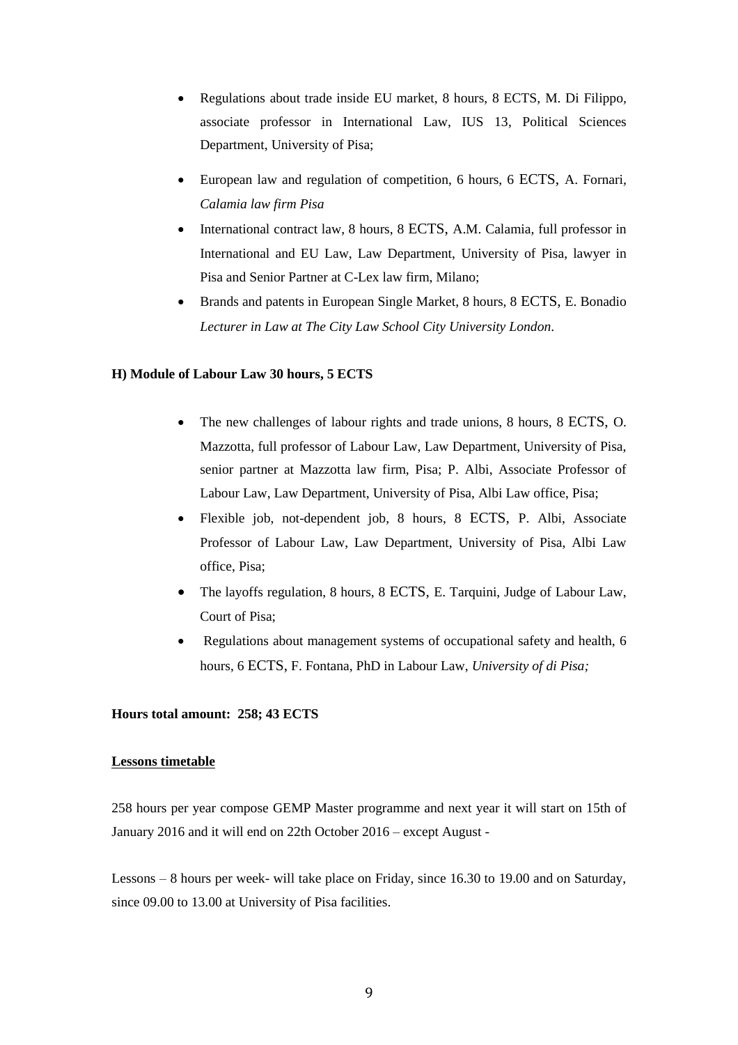- Regulations about trade inside EU market, 8 hours, 8 ECTS, M. Di Filippo, associate professor in International Law, IUS 13, Political Sciences Department, University of Pisa;
- European law and regulation of competition, 6 hours, 6 ECTS, A. Fornari, *Calamia law firm Pisa*
- International contract law, 8 hours, 8 ECTS, A.M. Calamia, full professor in International and EU Law, Law Department, University of Pisa, lawyer in Pisa and Senior Partner at C-Lex law firm, Milano;
- Brands and patents in European Single Market, 8 hours, 8 ECTS, E. Bonadio *Lecturer in Law at The City Law School City University London*.

**H) Module of Labour Law 30 hours, 5 ECTS**

- The new challenges of labour rights and trade unions, 8 hours, 8 ECTS, O. Mazzotta, full professor of Labour Law, Law Department, University of Pisa, senior partner at Mazzotta law firm, Pisa; P. Albi, Associate Professor of Labour Law, Law Department, University of Pisa, Albi Law office, Pisa;
- Flexible job, not-dependent job, 8 hours, 8 ECTS, P. Albi, Associate Professor of Labour Law, Law Department, University of Pisa, Albi Law office, Pisa;
- The layoffs regulation, 8 hours, 8 ECTS, E. Tarquini, Judge of Labour Law, Court of Pisa;
- Regulations about management systems of occupational safety and health, 6 hours, 6 ECTS, F. Fontana, PhD in Labour Law, *University of di Pisa;*

**Hours total amount: 258; 43 ECTS**

**Lessons timetable**

258 hours per year compose GEMP Master programme and next year it will start on 15th of January 2016 and it will end on 22th October 2016 – except August -

Lessons – 8 hours per week- will take place on Friday, since 16.30 to 19.00 and on Saturday, since 09.00 to 13.00 at University of Pisa facilities.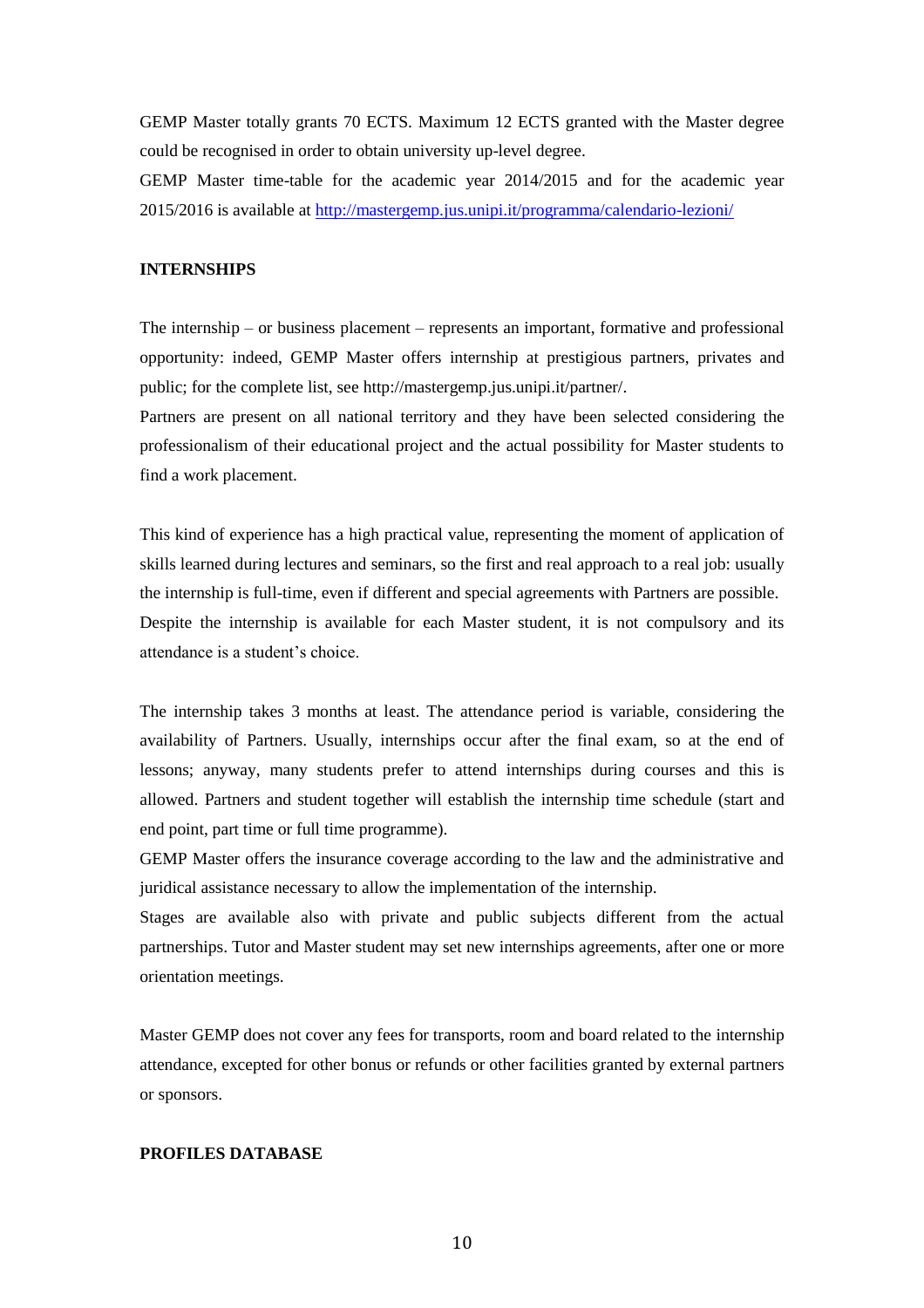GEMP Master totally grants 70 ECTS. Maximum 12 ECTS granted with the Master degree could be recognised in order to obtain university up-level degree.

GEMP Master time-table for the academic year 2014/2015 and for the academic year 2015/2016 is available at [http://mastergemp.jus.unipi.it/programma/calendario-lezioni/](http://mastergemp.jus.unipi.it/programma/calendario-lezioni/)

## INTERNSHIPS

The internship – or business placement – represents an important, formative and professional opportunity: indeed, GEMP Master offers internship at prestigious partners, privates and public; for the complete list, see http://mastergemp.jus.unipi.it/partner/.

Partners are present on all national territory and they have been selected considering the professionalism of their educational project and the actual possibility for Master students to find a work placement.

This kind of experience has a high practical value, representing the moment of application of skills learned during lectures and seminars, so the first and real approach to a real job: usually the internship is full-time, even if different and special agreements with Partners are possible.

Despite the internship is available for each Master student, it is not compulsory and its attendance is a student's choice.

The internship takes 3 months at least. The attendance period is variable, considering the availability of Partners. Usually, internships occur after the final exam, so at the end of lessons; anyway, many students prefer to attend internships during courses and this is allowed. Partners and student together will establish the internship time schedule (start and end point, part time or full time programme).

GEMP Master offers the insurance coverage according to the law and the administrative and juridical assistance necessary to allow the implementation of the internship.

Stages are available also with private and public subjects different from the actual partnerships. Tutor and Master student may set new internships agreements, after one or more orientation meetings.

Master GEMP does not cover any fees for transports, room and board related to the internship attendance, excepted for other bonus or refunds or other facilities granted by external partners or sponsors.

## PROFILES DATABASE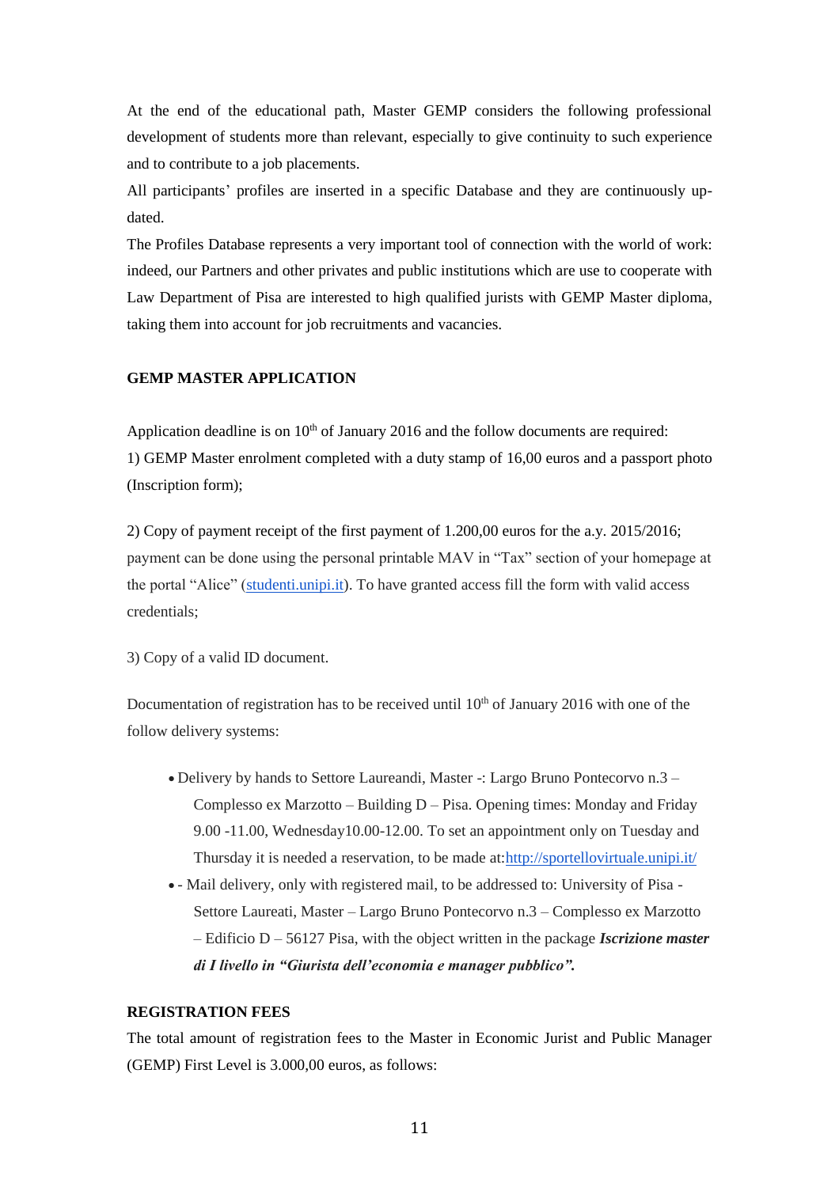At the end of the educational path, Master GEMP considers the following professional development of students more than relevant, especially to give continuity to such experience and to contribute to a job placements.

All participants' profiles are inserted in a specific Database and they are continuously up-dated.

The Profiles Database represents a very important tool of connection with the world of work: indeed, our Partners and other privates and public institutions which are use to cooperate with Law Department of Pisa are interested to high qualified jurists with GEMP Master diploma, taking them into account for job recruitments and vacancies.

**GEMP MASTER APPLICATION**

Application deadline is on 10th of January 2016 and the follow documents are required:

1) GEMP Master enrolment completed with a duty stamp of 16,00 euros and a passport photo (Inscription form);

2) Copy of payment receipt of the first payment of 1.200,00 euros for the a.y. 2015/2016; payment can be done using the personal printable MAV in "Tax" section of your homepage at the portal "Alice" (studenti.unipi.it). To have granted access fill the form with valid access credentials;

3) Copy of a valid ID document.

Documentation of registration has to be received until 10th of January 2016 with one of the follow delivery systems:

- Delivery by hands to Settore Laureandi, Master -: Largo Bruno Pontecorvo n.3 – Complesso ex Marzotto – Building D – Pisa. Opening times: Monday and Friday 9.00 -11.00, Wednesday10.00-12.00. To set an appointment only on Tuesday and Thursday it is needed a reservation, to be made at:http://sportellovirtuale.unipi.it/
- - Mail delivery, only with registered mail, to be addressed to: University of Pisa - Settore Laureati, Master – Largo Bruno Pontecorvo n.3 – Complesso ex Marzotto – Edificio D – 56127 Pisa, with the object written in the package ***Iscrizione master di I livello in "Giurista dell'economia e manager pubblico".***

**REGISTRATION FEES**

The total amount of registration fees to the Master in Economic Jurist and Public Manager (GEMP) First Level is 3.000,00 euros, as follows: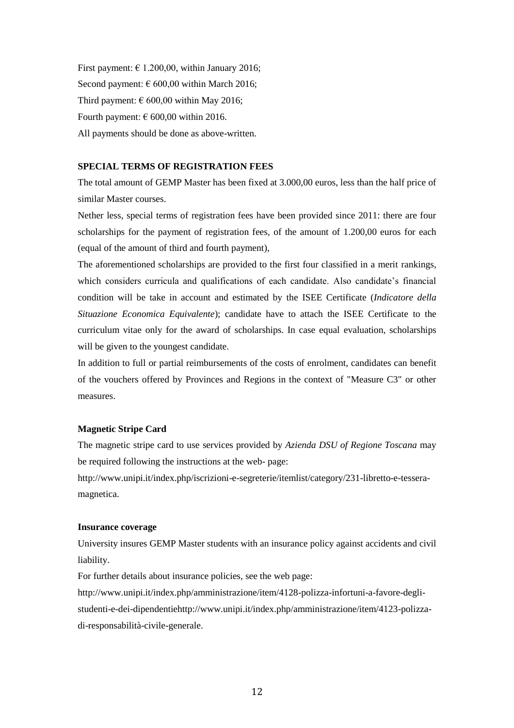First payment: € 1.200,00, within January 2016;

Second payment: € 600,00 within March 2016;

Third payment: € 600,00 within May 2016;

Fourth payment: € 600,00 within 2016.

All payments should be done as above-written.

### SPECIAL TERMS OF REGISTRATION FEES

The total amount of GEMP Master has been fixed at 3.000,00 euros, less than the half price of similar Master courses.

Nether less, special terms of registration fees have been provided since 2011: there are four scholarships for the payment of registration fees, of the amount of 1.200,00 euros for each (equal of the amount of third and fourth payment),

The aforementioned scholarships are provided to the first four classified in a merit rankings, which considers curricula and qualifications of each candidate. Also candidate's financial condition will be take in account and estimated by the ISEE Certificate (*Indicatore della Situazione Economica Equivalente*); candidate have to attach the ISEE Certificate to the curriculum vitae only for the award of scholarships. In case equal evaluation, scholarships will be given to the youngest candidate.

In addition to full or partial reimbursements of the costs of enrolment, candidates can benefit of the vouchers offered by Provinces and Regions in the context of "Measure C3" or other measures.

### Magnetic Stripe Card

The magnetic stripe card to use services provided by *Azienda DSU of Regione Toscana* may be required following the instructions at the web- page:

http://www.unipi.it/index.php/iscrizioni-e-segreterie/itemlist/category/231-libretto-e-tessera-magnetica.

### Insurance coverage

University insures GEMP Master students with an insurance policy against accidents and civil liability.

For further details about insurance policies, see the web page:

http://www.unipi.it/index.php/amministrazione/item/4128-polizza-infortuni-a-favore-degli-studenti-e-dei-dipendentiehttp://www.unipi.it/index.php/amministrazione/item/4123-polizza-di-responsabilità-civile-generale.